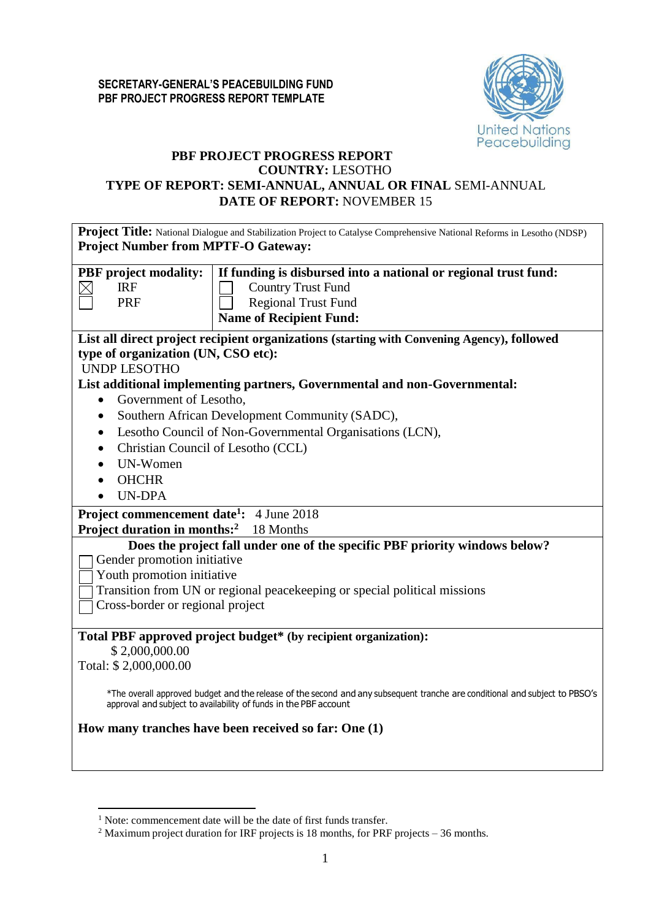**SECRETARY-GENERAL'S PEACEBUILDING FUND**
**PBF PROJECT PROGRESS REPORT TEMPLATE**

# PBF PROJECT PROGRESS REPORT

**COUNTRY:** LESOTHO

**TYPE OF REPORT: SEMI-ANNUAL, ANNUAL OR FINAL** SEMI-ANNUAL

**DATE OF REPORT:** NOVEMBER 15

**Project Title:** National Dialogue and Stabilization Project to Catalyse Comprehensive National Reforms in Lesotho (NDSP)

**Project Number from MPTF-O Gateway:**

| **PBF project modality:** | **If funding is disbursed into a national or regional trust fund:** |
|---|---|
| ☒ IRF | ☐ Country Trust Fund |
| ☐ PRF | ☐ Regional Trust Fund |
| | **Name of Recipient Fund:** |

**List all direct project recipient organizations (starting with Convening Agency), followed type of organization (UN, CSO etc):**

UNDP LESOTHO

**List additional implementing partners, Governmental and non-Governmental:**

- Government of Lesotho,
- Southern African Development Community (SADC),
- Lesotho Council of Non-Governmental Organisations (LCN),
- Christian Council of Lesotho (CCL)
- UN-Women
- OHCHR
- UN-DPA

**Project commencement date[1]:** 4 June 2018

**Project duration in months:[2]** 18 Months

**Does the project fall under one of the specific PBF priority windows below?**

☐ Gender promotion initiative

☐ Youth promotion initiative

☐ Transition from UN or regional peacekeeping or special political missions

☐ Cross-border or regional project

**Total PBF approved project budget* (by recipient organization):**

$ 2,000,000.00

Total: $ 2,000,000.00

*The overall approved budget and the release of the second and any subsequent tranche are conditional and subject to PBSO's approval and subject to availability of funds in the PBF account

**How many tranches have been received so far: One (1)**

---

[1] Note: commencement date will be the date of first funds transfer.

[2] Maximum project duration for IRF projects is 18 months, for PRF projects – 36 months.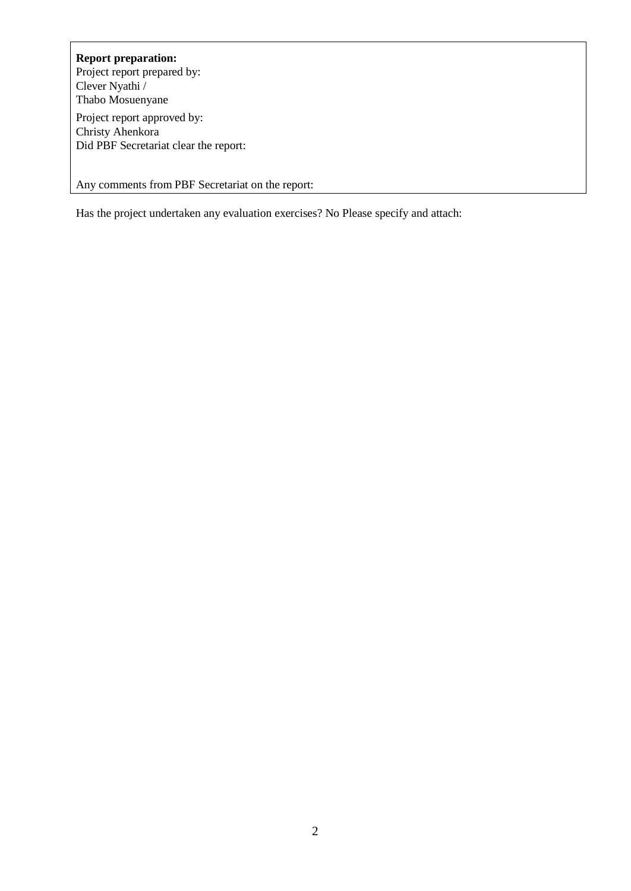**Report preparation:**

Project report prepared by:
Clever Nyathi /
Thabo Mosuenyane

Project report approved by:
Christy Ahenkora
Did PBF Secretariat clear the report:

Any comments from PBF Secretariat on the report:

Has the project undertaken any evaluation exercises? No Please specify and attach: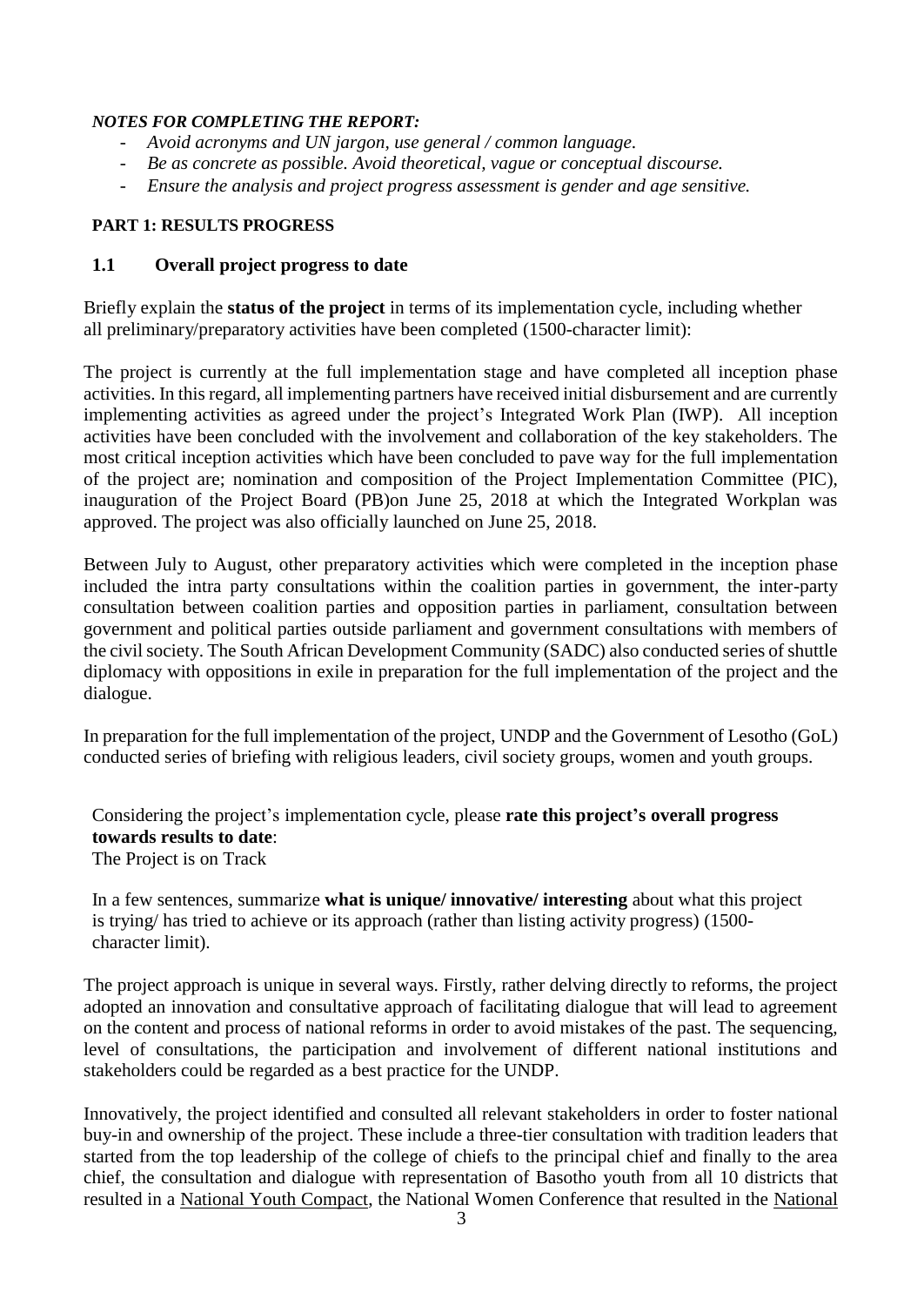***NOTES FOR COMPLETING THE REPORT:***

- *Avoid acronyms and UN jargon, use general / common language.*
- *Be as concrete as possible. Avoid theoretical, vague or conceptual discourse.*
- *Ensure the analysis and project progress assessment is gender and age sensitive.*

## PART 1: RESULTS PROGRESS

### 1.1 Overall project progress to date

Briefly explain the **status of the project** in terms of its implementation cycle, including whether all preliminary/preparatory activities have been completed (1500-character limit):

The project is currently at the full implementation stage and have completed all inception phase activities. In this regard, all implementing partners have received initial disbursement and are currently implementing activities as agreed under the project's Integrated Work Plan (IWP). All inception activities have been concluded with the involvement and collaboration of the key stakeholders. The most critical inception activities which have been concluded to pave way for the full implementation of the project are; nomination and composition of the Project Implementation Committee (PIC), inauguration of the Project Board (PB)on June 25, 2018 at which the Integrated Workplan was approved. The project was also officially launched on June 25, 2018.

Between July to August, other preparatory activities which were completed in the inception phase included the intra party consultations within the coalition parties in government, the inter-party consultation between coalition parties and opposition parties in parliament, consultation between government and political parties outside parliament and government consultations with members of the civil society. The South African Development Community (SADC) also conducted series of shuttle diplomacy with oppositions in exile in preparation for the full implementation of the project and the dialogue.

In preparation for the full implementation of the project, UNDP and the Government of Lesotho (GoL) conducted series of briefing with religious leaders, civil society groups, women and youth groups.

Considering the project's implementation cycle, please **rate this project's overall progress towards results to date**:
The Project is on Track

In a few sentences, summarize **what is unique/ innovative/ interesting** about what this project is trying/ has tried to achieve or its approach (rather than listing activity progress) (1500-character limit).

The project approach is unique in several ways. Firstly, rather delving directly to reforms, the project adopted an innovation and consultative approach of facilitating dialogue that will lead to agreement on the content and process of national reforms in order to avoid mistakes of the past. The sequencing, level of consultations, the participation and involvement of different national institutions and stakeholders could be regarded as a best practice for the UNDP.

Innovatively, the project identified and consulted all relevant stakeholders in order to foster national buy-in and ownership of the project. These include a three-tier consultation with tradition leaders that started from the top leadership of the college of chiefs to the principal chief and finally to the area chief, the consultation and dialogue with representation of Basotho youth from all 10 districts that resulted in a National Youth Compact, the National Women Conference that resulted in the National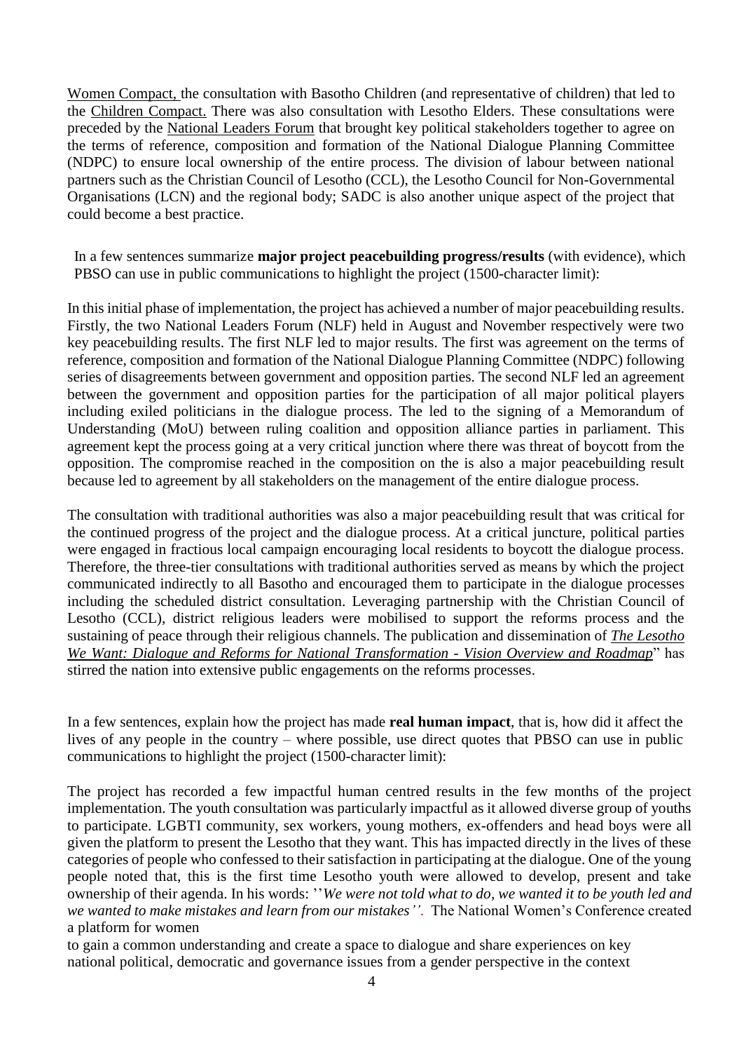Women Compact, the consultation with Basotho Children (and representative of children) that led to the Children Compact. There was also consultation with Lesotho Elders. These consultations were preceded by the National Leaders Forum that brought key political stakeholders together to agree on the terms of reference, composition and formation of the National Dialogue Planning Committee (NDPC) to ensure local ownership of the entire process. The division of labour between national partners such as the Christian Council of Lesotho (CCL), the Lesotho Council for Non-Governmental Organisations (LCN) and the regional body; SADC is also another unique aspect of the project that could become a best practice.

In a few sentences summarize **major project peacebuilding progress/results** (with evidence), which PBSO can use in public communications to highlight the project (1500-character limit):

In this initial phase of implementation, the project has achieved a number of major peacebuilding results. Firstly, the two National Leaders Forum (NLF) held in August and November respectively were two key peacebuilding results. The first NLF led to major results. The first was agreement on the terms of reference, composition and formation of the National Dialogue Planning Committee (NDPC) following series of disagreements between government and opposition parties. The second NLF led an agreement between the government and opposition parties for the participation of all major political players including exiled politicians in the dialogue process. The led to the signing of a Memorandum of Understanding (MoU) between ruling coalition and opposition alliance parties in parliament. This agreement kept the process going at a very critical junction where there was threat of boycott from the opposition. The compromise reached in the composition on the is also a major peacebuilding result because led to agreement by all stakeholders on the management of the entire dialogue process.

The consultation with traditional authorities was also a major peacebuilding result that was critical for the continued progress of the project and the dialogue process. At a critical juncture, political parties were engaged in fractious local campaign encouraging local residents to boycott the dialogue process. Therefore, the three-tier consultations with traditional authorities served as means by which the project communicated indirectly to all Basotho and encouraged them to participate in the dialogue processes including the scheduled district consultation. Leveraging partnership with the Christian Council of Lesotho (CCL), district religious leaders were mobilised to support the reforms process and the sustaining of peace through their religious channels. The publication and dissemination of *The Lesotho We Want: Dialogue and Reforms for National Transformation - Vision Overview and Roadmap*" has stirred the nation into extensive public engagements on the reforms processes.

In a few sentences, explain how the project has made **real human impact**, that is, how did it affect the lives of any people in the country – where possible, use direct quotes that PBSO can use in public communications to highlight the project (1500-character limit):

The project has recorded a few impactful human centred results in the few months of the project implementation. The youth consultation was particularly impactful as it allowed diverse group of youths to participate. LGBTI community, sex workers, young mothers, ex-offenders and head boys were all given the platform to present the Lesotho that they want. This has impacted directly in the lives of these categories of people who confessed to their satisfaction in participating at the dialogue. One of the young people noted that, this is the first time Lesotho youth were allowed to develop, present and take ownership of their agenda. In his words: ''*We were not told what to do, we wanted it to be youth led and we wanted to make mistakes and learn from our mistakes''*. The National Women's Conference created a platform for women to gain a common understanding and create a space to dialogue and share experiences on key national political, democratic and governance issues from a gender perspective in the context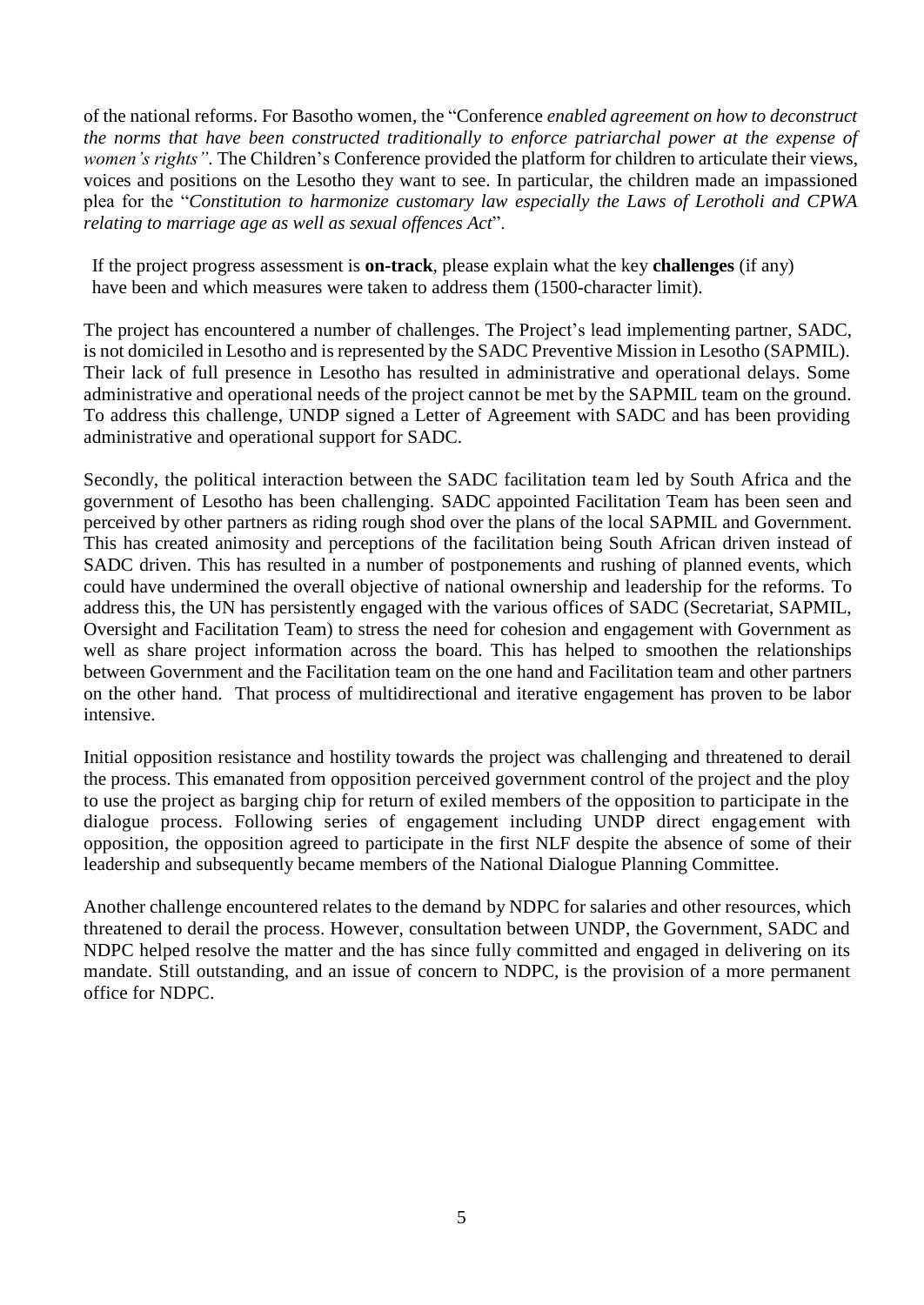of the national reforms. For Basotho women, the "Conference *enabled agreement on how to deconstruct the norms that have been constructed traditionally to enforce patriarchal power at the expense of women's rights"*. The Children's Conference provided the platform for children to articulate their views, voices and positions on the Lesotho they want to see. In particular, the children made an impassioned plea for the "*Constitution to harmonize customary law especially the Laws of Lerotholi and CPWA relating to marriage age as well as sexual offences Act*".

If the project progress assessment is **on-track**, please explain what the key **challenges** (if any) have been and which measures were taken to address them (1500-character limit).

The project has encountered a number of challenges. The Project's lead implementing partner, SADC, is not domiciled in Lesotho and is represented by the SADC Preventive Mission in Lesotho (SAPMIL). Their lack of full presence in Lesotho has resulted in administrative and operational delays. Some administrative and operational needs of the project cannot be met by the SAPMIL team on the ground. To address this challenge, UNDP signed a Letter of Agreement with SADC and has been providing administrative and operational support for SADC.

Secondly, the political interaction between the SADC facilitation team led by South Africa and the government of Lesotho has been challenging. SADC appointed Facilitation Team has been seen and perceived by other partners as riding rough shod over the plans of the local SAPMIL and Government. This has created animosity and perceptions of the facilitation being South African driven instead of SADC driven. This has resulted in a number of postponements and rushing of planned events, which could have undermined the overall objective of national ownership and leadership for the reforms. To address this, the UN has persistently engaged with the various offices of SADC (Secretariat, SAPMIL, Oversight and Facilitation Team) to stress the need for cohesion and engagement with Government as well as share project information across the board. This has helped to smoothen the relationships between Government and the Facilitation team on the one hand and Facilitation team and other partners on the other hand. That process of multidirectional and iterative engagement has proven to be labor intensive.

Initial opposition resistance and hostility towards the project was challenging and threatened to derail the process. This emanated from opposition perceived government control of the project and the ploy to use the project as barging chip for return of exiled members of the opposition to participate in the dialogue process. Following series of engagement including UNDP direct engagement with opposition, the opposition agreed to participate in the first NLF despite the absence of some of their leadership and subsequently became members of the National Dialogue Planning Committee.

Another challenge encountered relates to the demand by NDPC for salaries and other resources, which threatened to derail the process. However, consultation between UNDP, the Government, SADC and NDPC helped resolve the matter and the has since fully committed and engaged in delivering on its mandate. Still outstanding, and an issue of concern to NDPC, is the provision of a more permanent office for NDPC.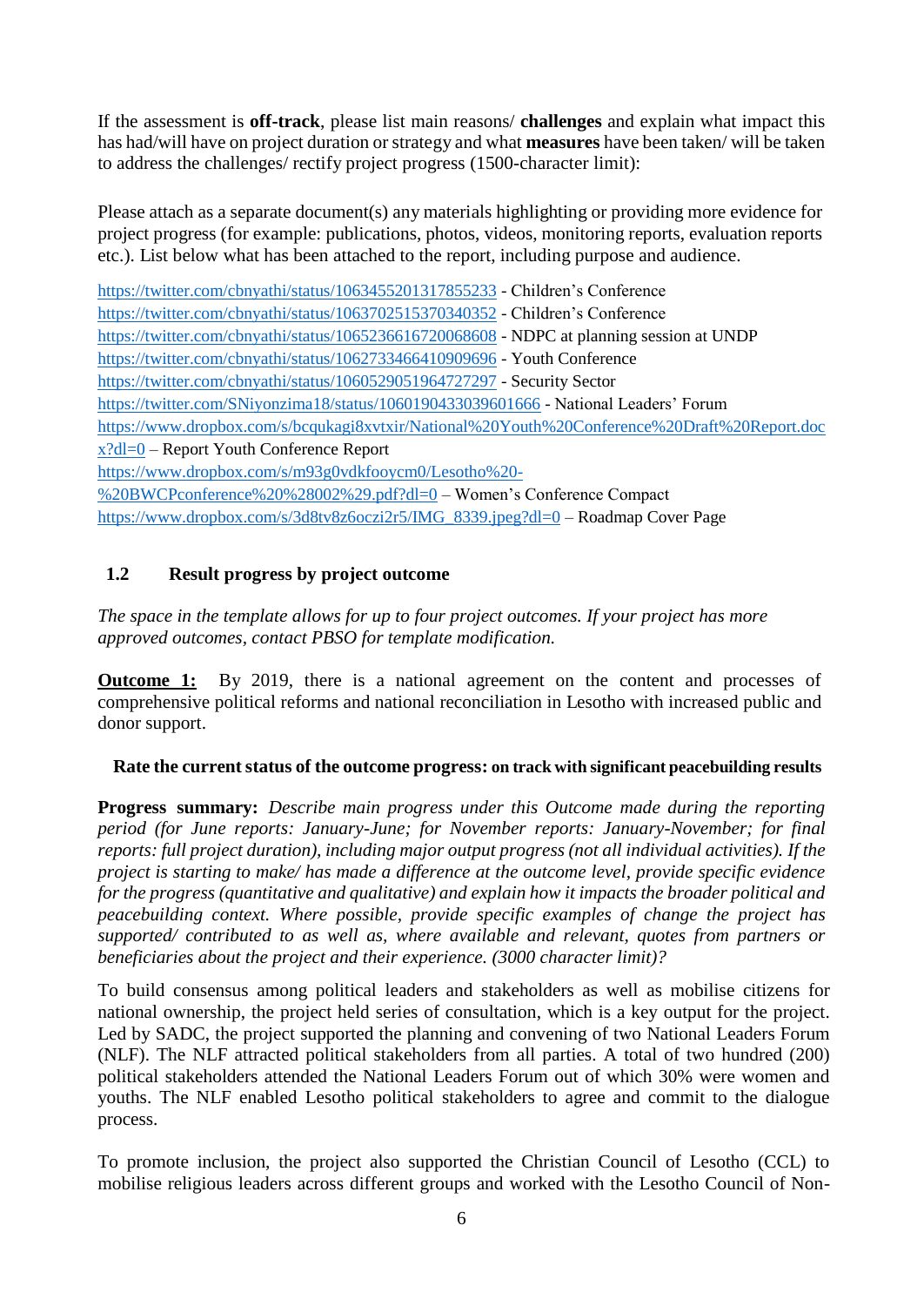If the assessment is **off-track**, please list main reasons/ **challenges** and explain what impact this has had/will have on project duration or strategy and what **measures** have been taken/ will be taken to address the challenges/ rectify project progress (1500-character limit):

Please attach as a separate document(s) any materials highlighting or providing more evidence for project progress (for example: publications, photos, videos, monitoring reports, evaluation reports etc.). List below what has been attached to the report, including purpose and audience.

https://twitter.com/cbnyathi/status/1063455201317855233 - Children's Conference
https://twitter.com/cbnyathi/status/1063702515370340352 - Children's Conference
https://twitter.com/cbnyathi/status/1065236616720068608 - NDPC at planning session at UNDP
https://twitter.com/cbnyathi/status/1062733466410909696 - Youth Conference
https://twitter.com/cbnyathi/status/1060529051964727297 - Security Sector
https://twitter.com/SNiyonzima18/status/1060190433039601666 - National Leaders' Forum
https://www.dropbox.com/s/bcqukagi8xvtxir/National%20Youth%20Conference%20Draft%20Report.docx?dl=0 – Report Youth Conference Report
https://www.dropbox.com/s/m93g0vdkfooycm0/Lesotho%20-%20BWCPconference%20%28002%29.pdf?dl=0 – Women's Conference Compact
https://www.dropbox.com/s/3d8tv8z6oczi2r5/IMG_8339.jpeg?dl=0 – Roadmap Cover Page

### 1.2 Result progress by project outcome

*The space in the template allows for up to four project outcomes. If your project has more approved outcomes, contact PBSO for template modification.*

**Outcome 1:** By 2019, there is a national agreement on the content and processes of comprehensive political reforms and national reconciliation in Lesotho with increased public and donor support.

**Rate the current status of the outcome progress: on track with significant peacebuilding results**

**Progress summary:** *Describe main progress under this Outcome made during the reporting period (for June reports: January-June; for November reports: January-November; for final reports: full project duration), including major output progress (not all individual activities). If the project is starting to make/ has made a difference at the outcome level, provide specific evidence for the progress (quantitative and qualitative) and explain how it impacts the broader political and peacebuilding context. Where possible, provide specific examples of change the project has supported/ contributed to as well as, where available and relevant, quotes from partners or beneficiaries about the project and their experience. (3000 character limit)?*

To build consensus among political leaders and stakeholders as well as mobilise citizens for national ownership, the project held series of consultation, which is a key output for the project. Led by SADC, the project supported the planning and convening of two National Leaders Forum (NLF). The NLF attracted political stakeholders from all parties. A total of two hundred (200) political stakeholders attended the National Leaders Forum out of which 30% were women and youths. The NLF enabled Lesotho political stakeholders to agree and commit to the dialogue process.

To promote inclusion, the project also supported the Christian Council of Lesotho (CCL) to mobilise religious leaders across different groups and worked with the Lesotho Council of Non-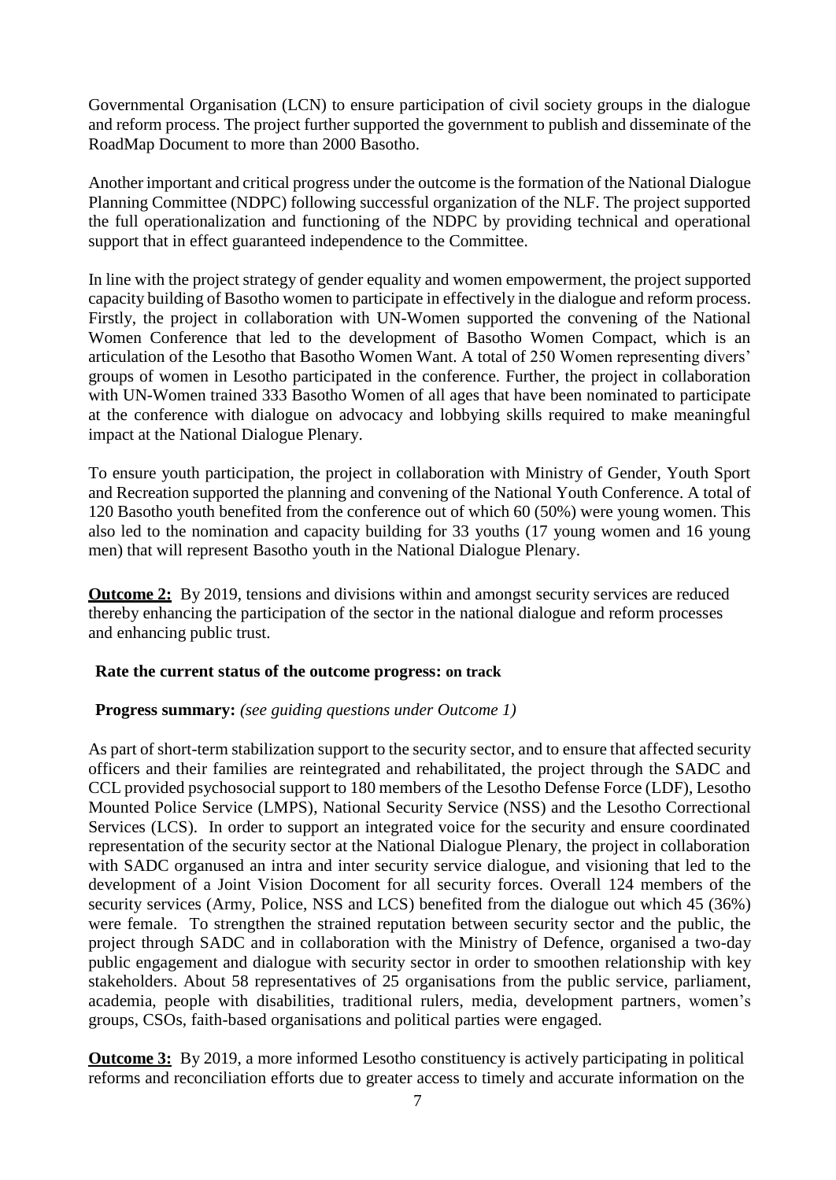Governmental Organisation (LCN) to ensure participation of civil society groups in the dialogue and reform process. The project further supported the government to publish and disseminate of the RoadMap Document to more than 2000 Basotho.

Another important and critical progress under the outcome is the formation of the National Dialogue Planning Committee (NDPC) following successful organization of the NLF. The project supported the full operationalization and functioning of the NDPC by providing technical and operational support that in effect guaranteed independence to the Committee.

In line with the project strategy of gender equality and women empowerment, the project supported capacity building of Basotho women to participate in effectively in the dialogue and reform process. Firstly, the project in collaboration with UN-Women supported the convening of the National Women Conference that led to the development of Basotho Women Compact, which is an articulation of the Lesotho that Basotho Women Want. A total of 250 Women representing divers' groups of women in Lesotho participated in the conference. Further, the project in collaboration with UN-Women trained 333 Basotho Women of all ages that have been nominated to participate at the conference with dialogue on advocacy and lobbying skills required to make meaningful impact at the National Dialogue Plenary.

To ensure youth participation, the project in collaboration with Ministry of Gender, Youth Sport and Recreation supported the planning and convening of the National Youth Conference. A total of 120 Basotho youth benefited from the conference out of which 60 (50%) were young women. This also led to the nomination and capacity building for 33 youths (17 young women and 16 young men) that will represent Basotho youth in the National Dialogue Plenary.

**Outcome 2:** By 2019, tensions and divisions within and amongst security services are reduced thereby enhancing the participation of the sector in the national dialogue and reform processes and enhancing public trust.

**Rate the current status of the outcome progress: on track**

**Progress summary:** *(see guiding questions under Outcome 1)*

As part of short-term stabilization support to the security sector, and to ensure that affected security officers and their families are reintegrated and rehabilitated, the project through the SADC and CCL provided psychosocial support to 180 members of the Lesotho Defense Force (LDF), Lesotho Mounted Police Service (LMPS), National Security Service (NSS) and the Lesotho Correctional Services (LCS). In order to support an integrated voice for the security and ensure coordinated representation of the security sector at the National Dialogue Plenary, the project in collaboration with SADC organsued an intra and inter security service dialogue, and visioning that led to the development of a Joint Vision Docoment for all security forces. Overall 124 members of the security services (Army, Police, NSS and LCS) benefited from the dialogue out which 45 (36%) were female. To strengthen the strained reputation between security sector and the public, the project through SADC and in collaboration with the Ministry of Defence, organised a two-day public engagement and dialogue with security sector in order to smoothen relationship with key stakeholders. About 58 representatives of 25 organisations from the public service, parliament, academia, people with disabilities, traditional rulers, media, development partners, women's groups, CSOs, faith-based organisations and political parties were engaged.

**Outcome 3:** By 2019, a more informed Lesotho constituency is actively participating in political reforms and reconciliation efforts due to greater access to timely and accurate information on the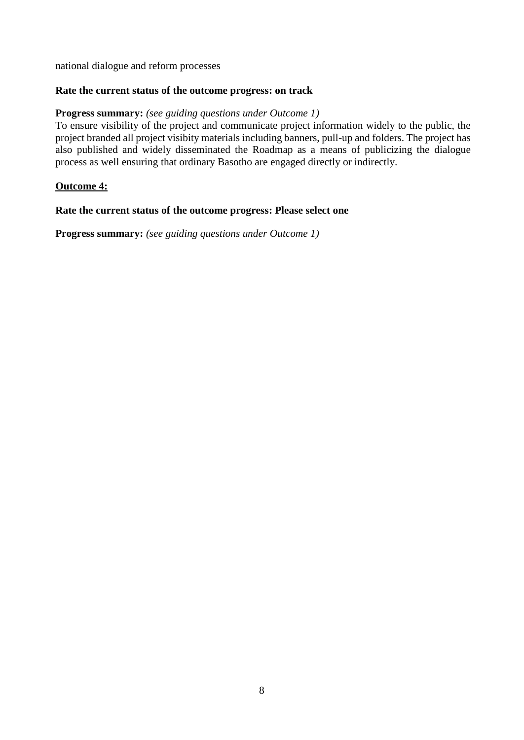national dialogue and reform processes

**Rate the current status of the outcome progress: on track**

**Progress summary:** *(see guiding questions under Outcome 1)*
To ensure visibility of the project and communicate project information widely to the public, the project branded all project visibity materials including banners, pull-up and folders. The project has also published and widely disseminated the Roadmap as a means of publicizing the dialogue process as well ensuring that ordinary Basotho are engaged directly or indirectly.

**Outcome 4:**

**Rate the current status of the outcome progress: Please select one**

**Progress summary:** *(see guiding questions under Outcome 1)*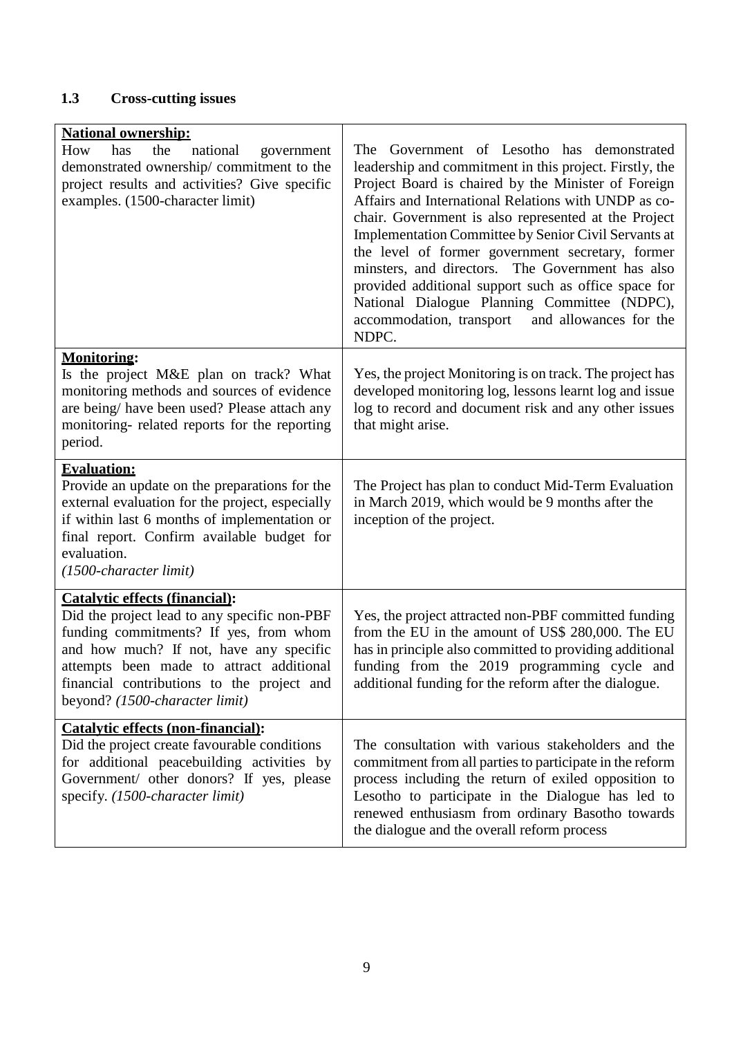### 1.3 Cross-cutting issues

| | |
|---|---|
| **National ownership:** How has the national government demonstrated ownership/ commitment to the project results and activities? Give specific examples. (1500-character limit) | The Government of Lesotho has demonstrated leadership and commitment in this project. Firstly, the Project Board is chaired by the Minister of Foreign Affairs and International Relations with UNDP as co-chair. Government is also represented at the Project Implementation Committee by Senior Civil Servants at the level of former government secretary, former minsters, and directors. The Government has also provided additional support such as office space for National Dialogue Planning Committee (NDPC), accommodation, transport and allowances for the NDPC. |
| **Monitoring:** Is the project M&E plan on track? What monitoring methods and sources of evidence are being/ have been used? Please attach any monitoring- related reports for the reporting period. | Yes, the project Monitoring is on track. The project has developed monitoring log, lessons learnt log and issue log to record and document risk and any other issues that might arise. |
| **Evaluation:** Provide an update on the preparations for the external evaluation for the project, especially if within last 6 months of implementation or final report. Confirm available budget for evaluation. *(1500-character limit)* | The Project has plan to conduct Mid-Term Evaluation in March 2019, which would be 9 months after the inception of the project. |
| **Catalytic effects (financial):** Did the project lead to any specific non-PBF funding commitments? If yes, from whom and how much? If not, have any specific attempts been made to attract additional financial contributions to the project and beyond? *(1500-character limit)* | Yes, the project attracted non-PBF committed funding from the EU in the amount of US$ 280,000. The EU has in principle also committed to providing additional funding from the 2019 programming cycle and additional funding for the reform after the dialogue. |
| **Catalytic effects (non-financial):** Did the project create favourable conditions for additional peacebuilding activities by Government/ other donors? If yes, please specify. *(1500-character limit)* | The consultation with various stakeholders and the commitment from all parties to participate in the reform process including the return of exiled opposition to Lesotho to participate in the Dialogue has led to renewed enthusiasm from ordinary Basotho towards the dialogue and the overall reform process |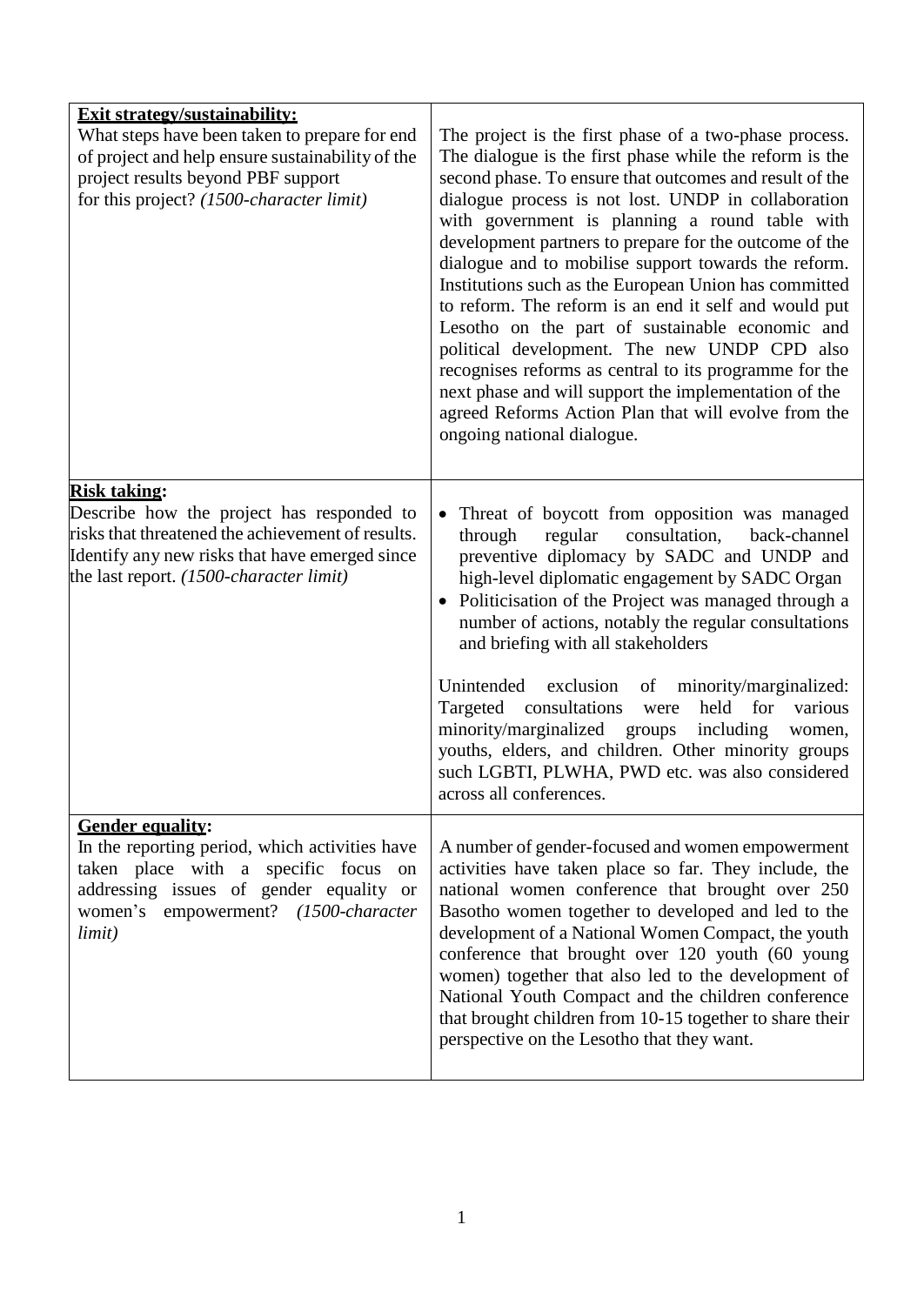| **Exit strategy/sustainability:** What steps have been taken to prepare for end of project and help ensure sustainability of the project results beyond PBF support for this project? *(1500-character limit)* | The project is the first phase of a two-phase process. The dialogue is the first phase while the reform is the second phase. To ensure that outcomes and result of the dialogue process is not lost. UNDP in collaboration with government is planning a round table with development partners to prepare for the outcome of the dialogue and to mobilise support towards the reform. Institutions such as the European Union has committed to reform. The reform is an end it self and would put Lesotho on the part of sustainable economic and political development. The new UNDP CPD also recognises reforms as central to its programme for the next phase and will support the implementation of the agreed Reforms Action Plan that will evolve from the ongoing national dialogue. |
|---|---|
| **Risk taking:** Describe how the project has responded to risks that threatened the achievement of results. Identify any new risks that have emerged since the last report. *(1500-character limit)* | • Threat of boycott from opposition was managed through regular consultation, back-channel preventive diplomacy by SADC and UNDP and high-level diplomatic engagement by SADC Organ<br>• Politicisation of the Project was managed through a number of actions, notably the regular consultations and briefing with all stakeholders<br><br>Unintended exclusion of minority/marginalized: Targeted consultations were held for various minority/marginalized groups including women, youths, elders, and children. Other minority groups such LGBTI, PLWHA, PWD etc. was also considered across all conferences. |
| **Gender equality:** In the reporting period, which activities have taken place with a specific focus on addressing issues of gender equality or women's empowerment? *(1500-character limit)* | A number of gender-focused and women empowerment activities have taken place so far. They include, the national women conference that brought over 250 Basotho women together to developed and led to the development of a National Women Compact, the youth conference that brought over 120 youth (60 young women) together that also led to the development of National Youth Compact and the children conference that brought children from 10-15 together to share their perspective on the Lesotho that they want. |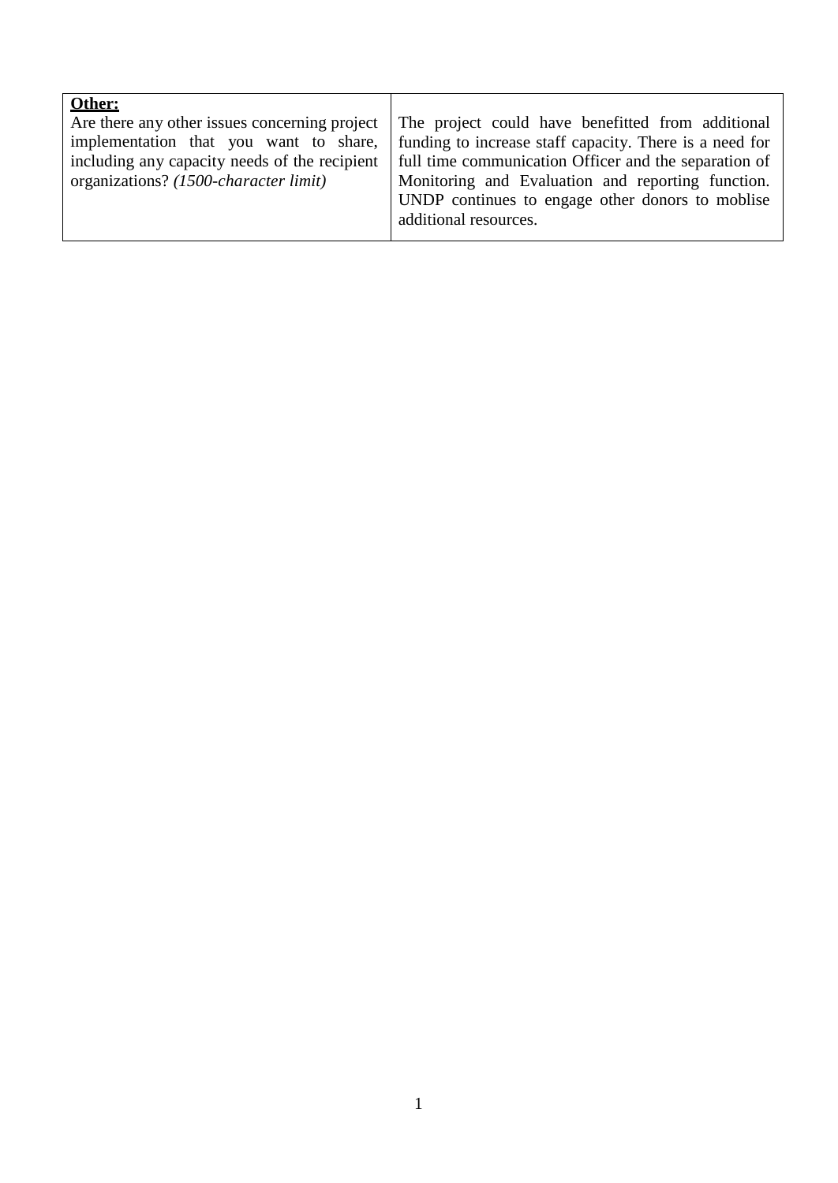| **Other:**<br>Are there any other issues concerning project implementation that you want to share, including any capacity needs of the recipient organizations? *(1500-character limit)* | The project could have benefitted from additional funding to increase staff capacity. There is a need for full time communication Officer and the separation of Monitoring and Evaluation and reporting function. UNDP continues to engage other donors to moblise additional resources. |
|---|---|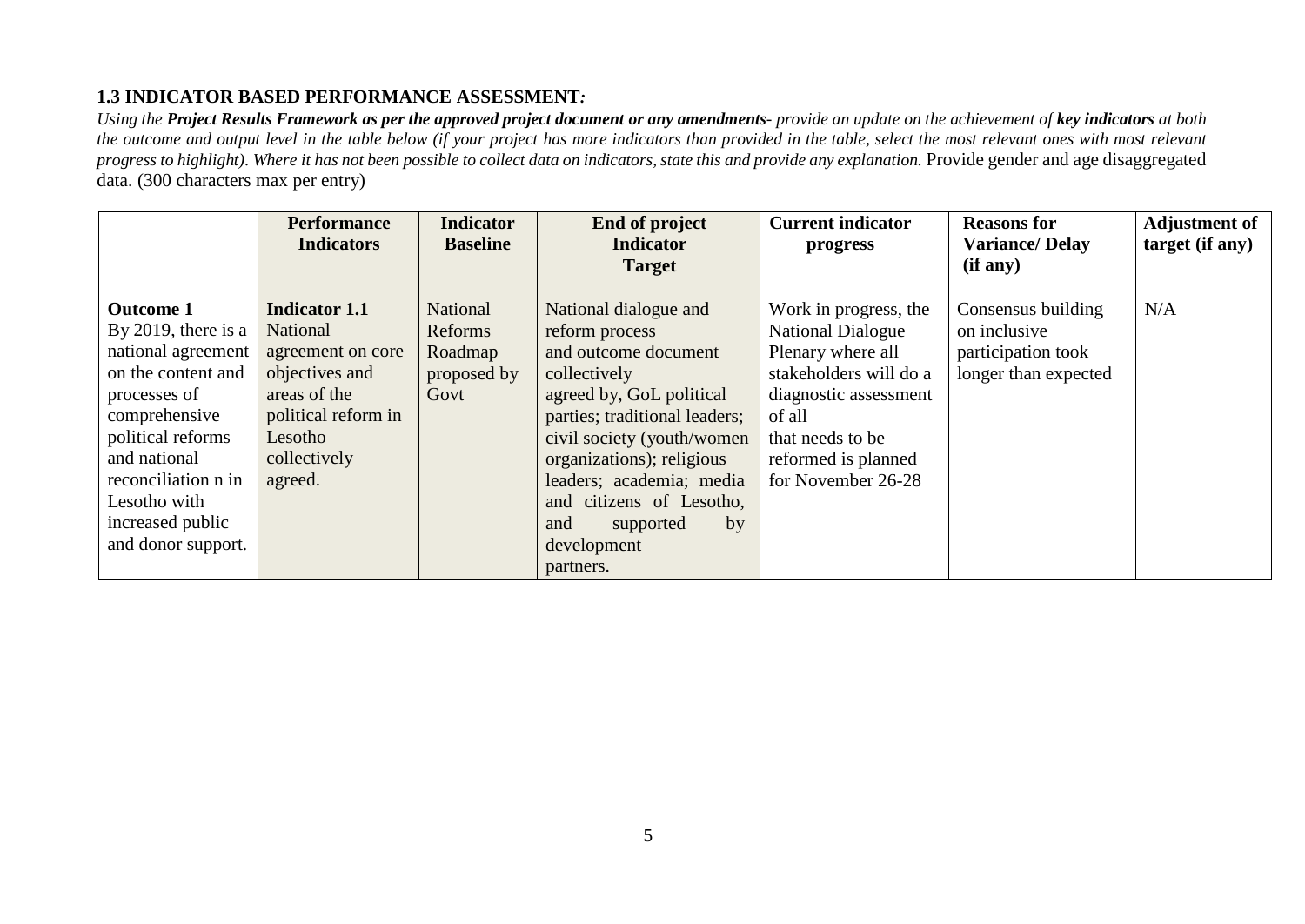### 1.3 INDICATOR BASED PERFORMANCE ASSESSMENT:

*Using the **Project Results Framework as per the approved project document or any amendments**- provide an update on the achievement of **key indicators** at both the outcome and output level in the table below (if your project has more indicators than provided in the table, select the most relevant ones with most relevant progress to highlight). Where it has not been possible to collect data on indicators, state this and provide any explanation.* Provide gender and age disaggregated data. (300 characters max per entry)

| | Performance Indicators | Indicator Baseline | End of project Indicator Target | Current indicator progress | Reasons for Variance/ Delay (if any) | Adjustment of target (if any) |
|---|---|---|---|---|---|---|
| **Outcome 1** By 2019, there is a national agreement on the content and processes of comprehensive political reforms and national reconciliation n in Lesotho with increased public and donor support. | **Indicator 1.1** National agreement on core objectives and areas of the political reform in Lesotho collectively agreed. | National Reforms Roadmap proposed by Govt | National dialogue and reform process and outcome document collectively agreed by, GoL political parties; traditional leaders; civil society (youth/women organizations); religious leaders; academia; media and citizens of Lesotho, and supported by development partners. | Work in progress, the National Dialogue Plenary where all stakeholders will do a diagnostic assessment of all that needs to be reformed is planned for November 26-28 | Consensus building on inclusive participation took longer than expected | N/A |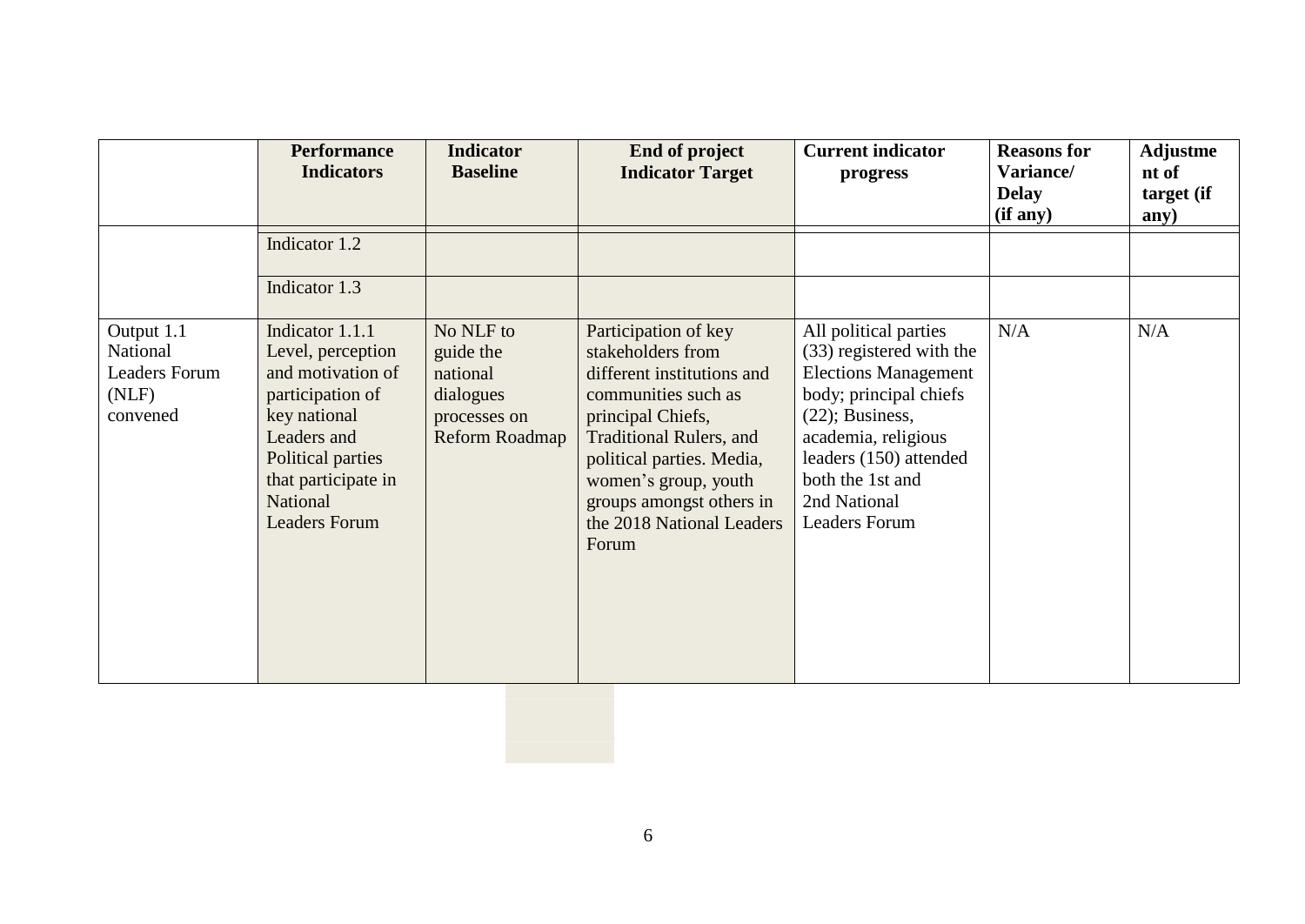|  | **Performance Indicators** | **Indicator Baseline** | **End of project Indicator Target** | **Current indicator progress** | **Reasons for Variance/ Delay (if any)** | **Adjustment of target (if any)** |
|---|---|---|---|---|---|---|
|  | Indicator 1.2 |  |  |  |  |  |
|  | Indicator 1.3 |  |  |  |  |  |
| Output 1.1 National Leaders Forum (NLF) convened | Indicator 1.1.1 Level, perception and motivation of participation of key national Leaders and Political parties that participate in National Leaders Forum | No NLF to guide the national dialogues processes on Reform Roadmap | Participation of key stakeholders from different institutions and communities such as principal Chiefs, Traditional Rulers, and political parties. Media, women's group, youth groups amongst others in the 2018 National Leaders Forum | All political parties (33) registered with the Elections Management body; principal chiefs (22); Business, academia, religious leaders (150) attended both the 1st and 2nd National Leaders Forum | N/A | N/A |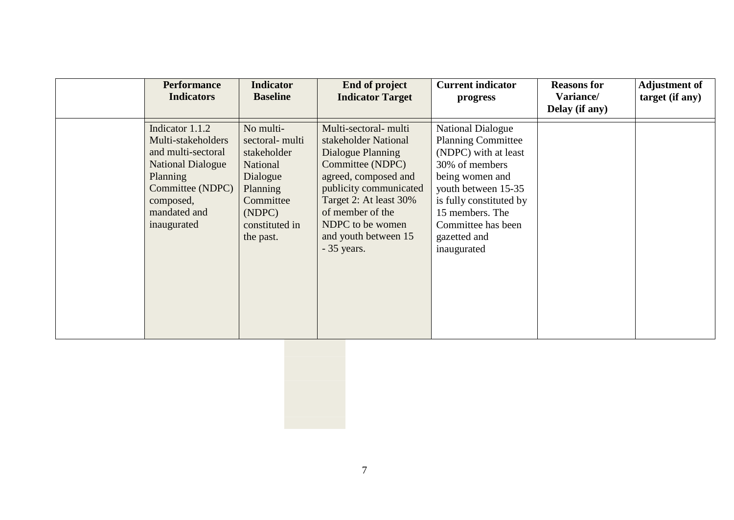| | Performance Indicators | Indicator Baseline | End of project Indicator Target | Current indicator progress | Reasons for Variance/ Delay (if any) | Adjustment of target (if any) |
|---|---|---|---|---|---|---|
| | Indicator 1.1.2 Multi-stakeholders and multi-sectoral National Dialogue Planning Committee (NDPC) composed, mandated and inaugurated | No multi-sectoral- multi stakeholder National Dialogue Planning Committee (NDPC) constituted in the past. | Multi-sectoral- multi stakeholder National Dialogue Planning Committee (NDPC) agreed, composed and publicity communicated Target 2: At least 30% of member of the NDPC to be women and youth between 15 - 35 years. | National Dialogue Planning Committee (NDPC) with at least 30% of members being women and youth between 15-35 is fully constituted by 15 members. The Committee has been gazetted and inaugurated | | |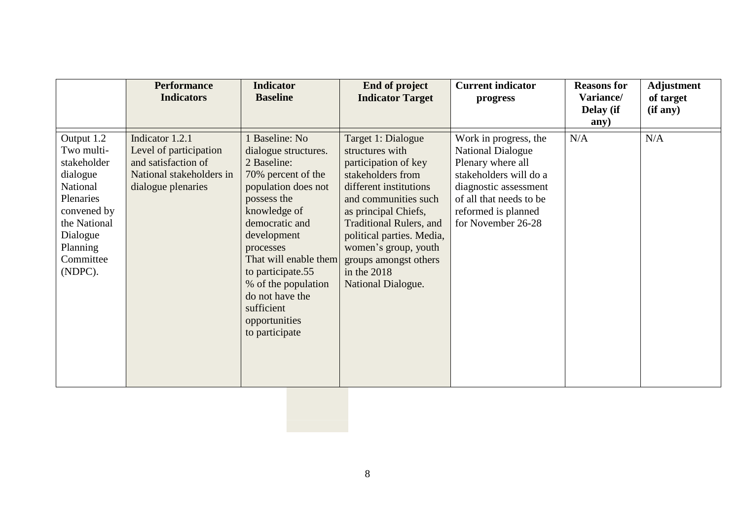| | Performance Indicators | Indicator Baseline | End of project Indicator Target | Current indicator progress | Reasons for Variance/ Delay (if any) | Adjustment of target (if any) |
|---|---|---|---|---|---|---|
| Output 1.2 Two multi-stakeholder dialogue National Plenaries convened by the National Dialogue Planning Committee (NDPC). | Indicator 1.2.1 Level of participation and satisfaction of National stakeholders in dialogue plenaries | 1 Baseline: No dialogue structures. 2 Baseline: 70% percent of the population does not possess the knowledge of democratic and development processes That will enable them to participate.55 % of the population do not have the sufficient opportunities to participate | Target 1: Dialogue structures with participation of key stakeholders from different institutions and communities such as principal Chiefs, Traditional Rulers, and political parties. Media, women's group, youth groups amongst others in the 2018 National Dialogue. | Work in progress, the National Dialogue Plenary where all stakeholders will do a diagnostic assessment of all that needs to be reformed is planned for November 26-28 | N/A | N/A |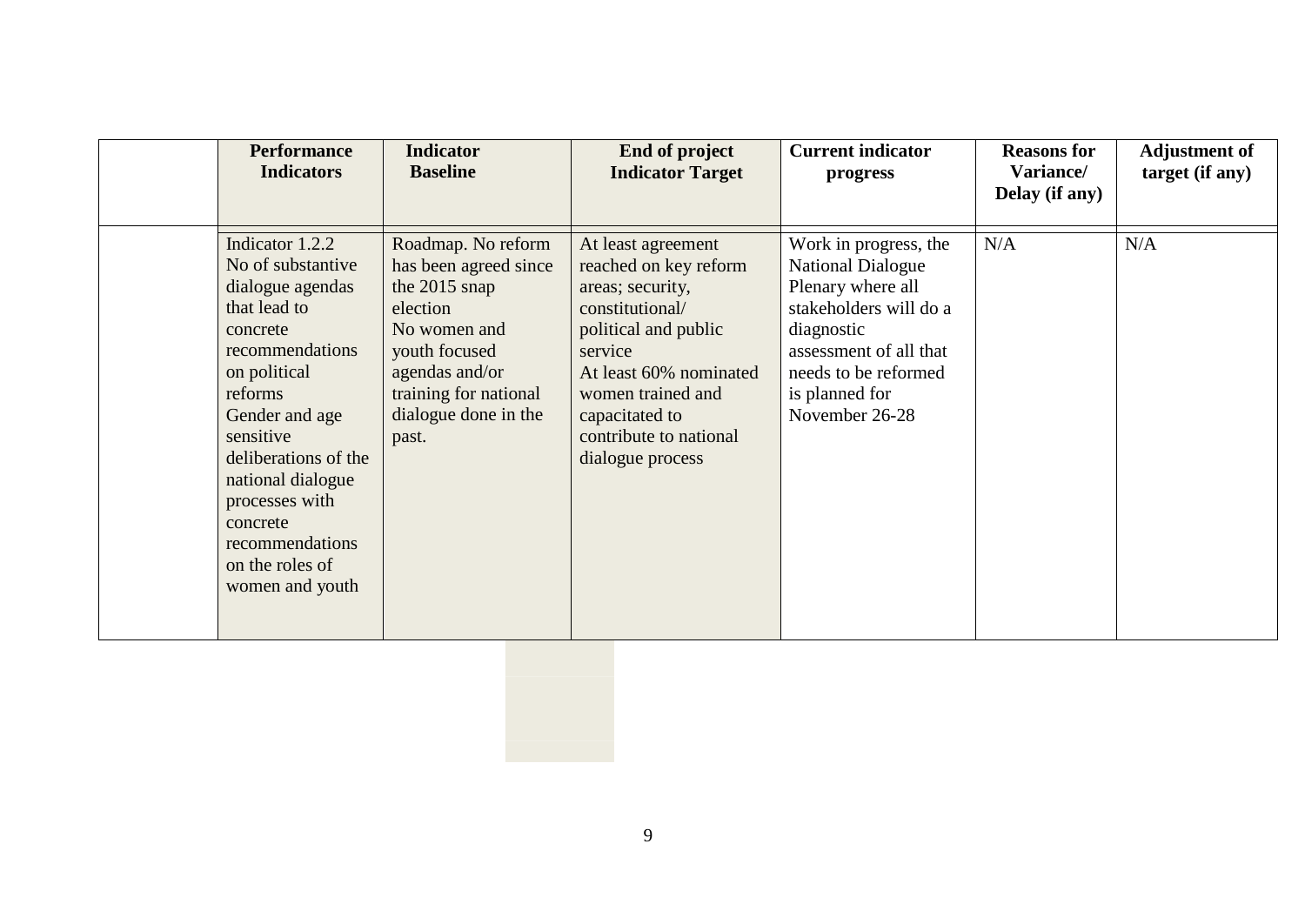|  | Performance Indicators | Indicator Baseline | End of project Indicator Target | Current indicator progress | Reasons for Variance/ Delay (if any) | Adjustment of target (if any) |
|---|---|---|---|---|---|---|
|  | Indicator 1.2.2<br>No of substantive dialogue agendas that lead to concrete recommendations on political reforms<br>Gender and age sensitive deliberations of the national dialogue processes with concrete recommendations on the roles of women and youth | Roadmap. No reform has been agreed since the 2015 snap election<br>No women and youth focused agendas and/or training for national dialogue done in the past. | At least agreement reached on key reform areas; security, constitutional/ political and public service<br>At least 60% nominated women trained and capacitated to contribute to national dialogue process | Work in progress, the National Dialogue Plenary where all stakeholders will do a diagnostic assessment of all that needs to be reformed is planned for November 26-28 | N/A | N/A |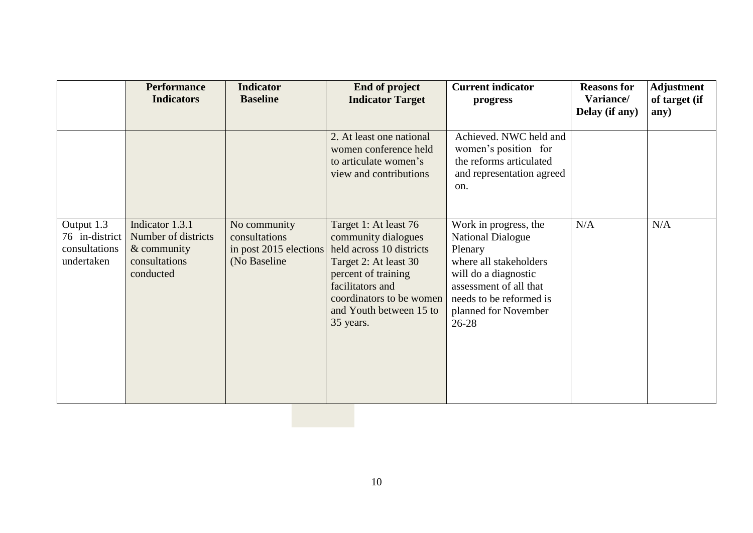| | Performance Indicators | Indicator Baseline | End of project Indicator Target | Current indicator progress | Reasons for Variance/ Delay (if any) | Adjustment of target (if any) |
|---|---|---|---|---|---|---|
| | | | 2. At least one national women conference held to articulate women's view and contributions | Achieved. NWC held and women's position for the reforms articulated and representation agreed on. | | |
| Output 1.3 76 in-district consultations undertaken | Indicator 1.3.1 Number of districts & community consultations conducted | No community consultations in post 2015 elections (No Baseline | Target 1: At least 76 community dialogues held across 10 districts Target 2: At least 30 percent of training facilitators and coordinators to be women and Youth between 15 to 35 years. | Work in progress, the National Dialogue Plenary where all stakeholders will do a diagnostic assessment of all that needs to be reformed is planned for November 26-28 | N/A | N/A |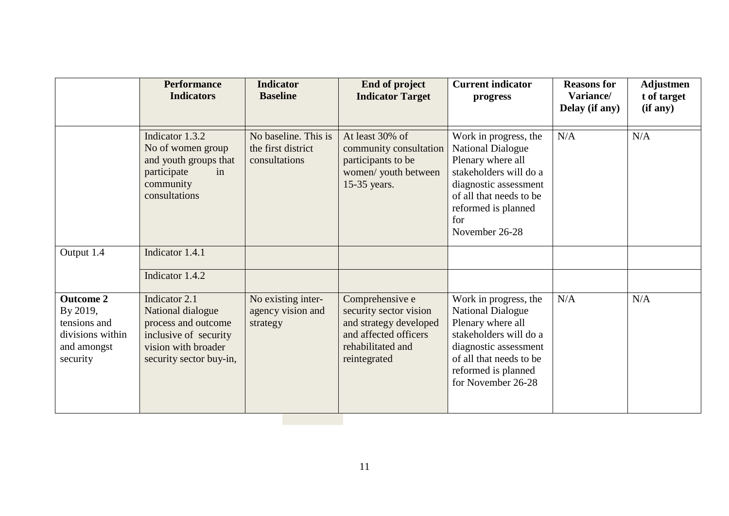| | Performance Indicators | Indicator Baseline | End of project Indicator Target | Current indicator progress | Reasons for Variance/ Delay (if any) | Adjustment of target (if any) |
|---|---|---|---|---|---|---|
| | Indicator 1.3.2 No of women group and youth groups that participate in community consultations | No baseline. This is the first district consultations | At least 30% of community consultation participants to be women/ youth between 15-35 years. | Work in progress, the National Dialogue Plenary where all stakeholders will do a diagnostic assessment of all that needs to be reformed is planned for November 26-28 | N/A | N/A |
| Output 1.4 | Indicator 1.4.1 | | | | | |
| | Indicator 1.4.2 | | | | | |
| **Outcome 2** By 2019, tensions and divisions within and amongst security | Indicator 2.1 National dialogue process and outcome inclusive of security vision with broader security sector buy-in, | No existing inter-agency vision and strategy | Comprehensive e security sector vision and strategy developed and affected officers rehabilitated and reintegrated | Work in progress, the National Dialogue Plenary where all stakeholders will do a diagnostic assessment of all that needs to be reformed is planned for November 26-28 | N/A | N/A |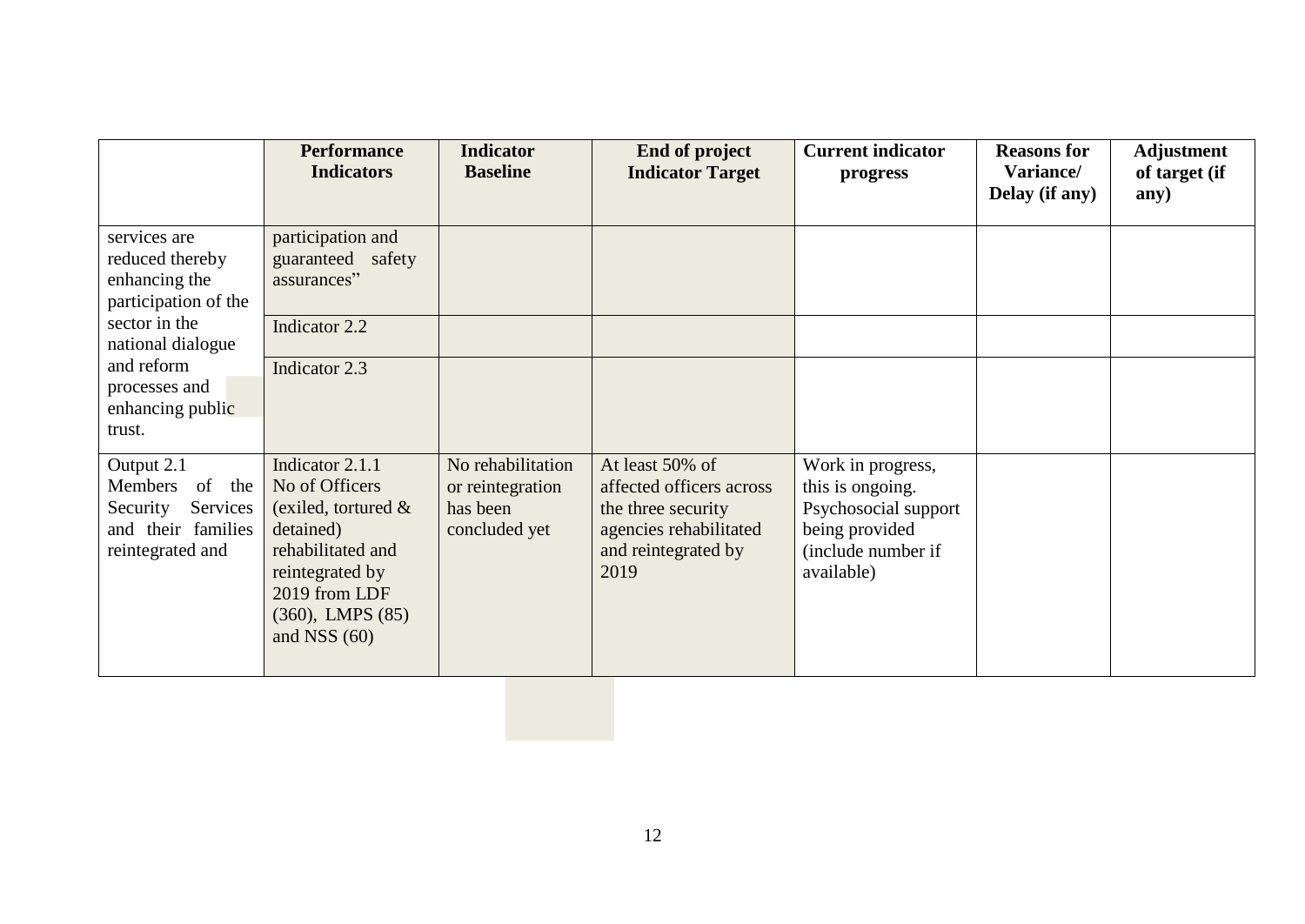| | Performance Indicators | Indicator Baseline | End of project Indicator Target | Current indicator progress | Reasons for Variance/ Delay (if any) | Adjustment of target (if any) |
|---|---|---|---|---|---|---|
| services are reduced thereby enhancing the participation of the sector in the national dialogue and reform processes and enhancing public trust. | participation and guaranteed safety assurances” | | | | | |
| | Indicator 2.2 | | | | | |
| | Indicator 2.3 | | | | | |
| Output 2.1 Members of the Security Services and their families reintegrated and | Indicator 2.1.1 No of Officers (exiled, tortured & detained) rehabilitated and reintegrated by 2019 from LDF (360), LMPS (85) and NSS (60) | No rehabilitation or reintegration has been concluded yet | At least 50% of affected officers across the three security agencies rehabilitated and reintegrated by 2019 | Work in progress, this is ongoing. Psychosocial support being provided (include number if available) | | |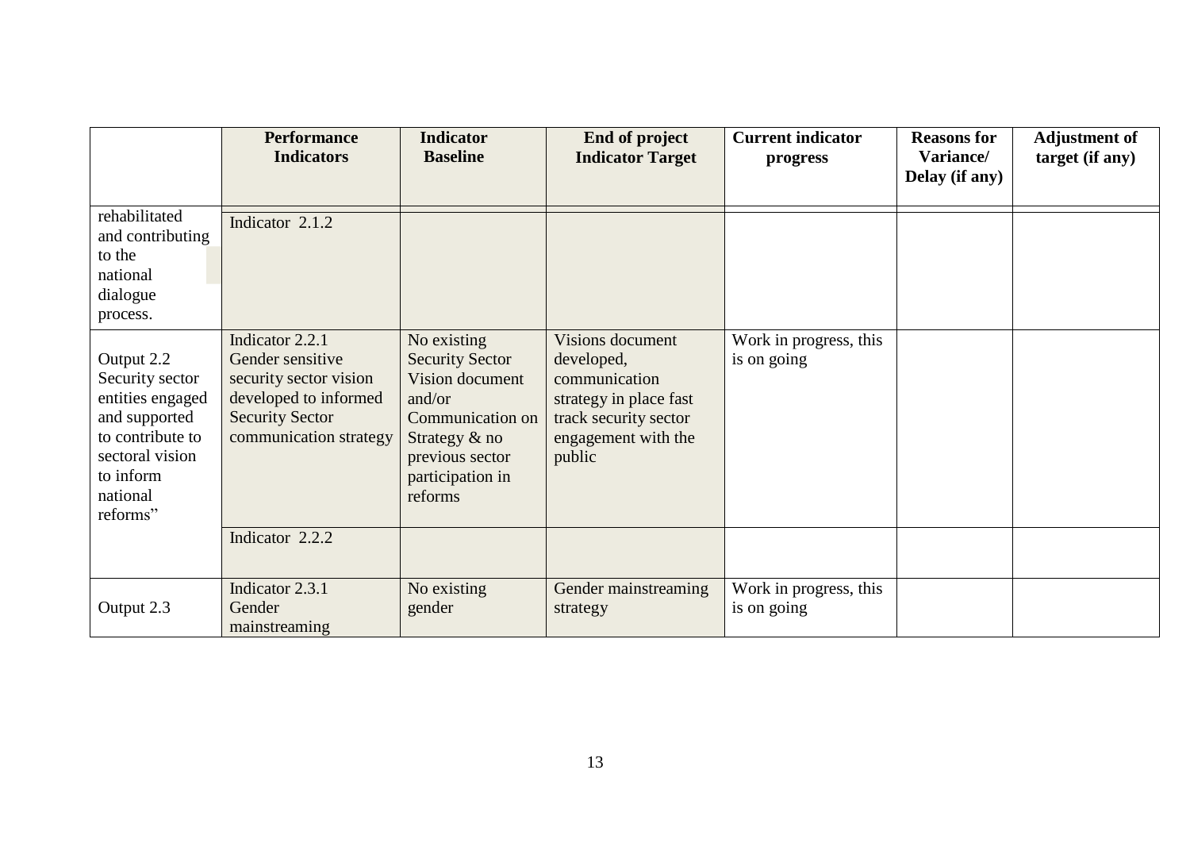| | Performance Indicators | Indicator Baseline | End of project Indicator Target | Current indicator progress | Reasons for Variance/ Delay (if any) | Adjustment of target (if any) |
|---|---|---|---|---|---|---|
| rehabilitated and contributing to the national dialogue process. | Indicator 2.1.2 | | | | | |
| Output 2.2 Security sector entities engaged and supported to contribute to sectoral vision to inform national reforms" | Indicator 2.2.1 Gender sensitive security sector vision developed to informed Security Sector communication strategy | No existing Security Sector Vision document and/or Communication on Strategy & no previous sector participation in reforms | Visions document developed, communication strategy in place fast track security sector engagement with the public | Work in progress, this is on going | | |
| | Indicator 2.2.2 | | | | | |
| Output 2.3 | Indicator 2.3.1 Gender mainstreaming | No existing gender | Gender mainstreaming strategy | Work in progress, this is on going | | |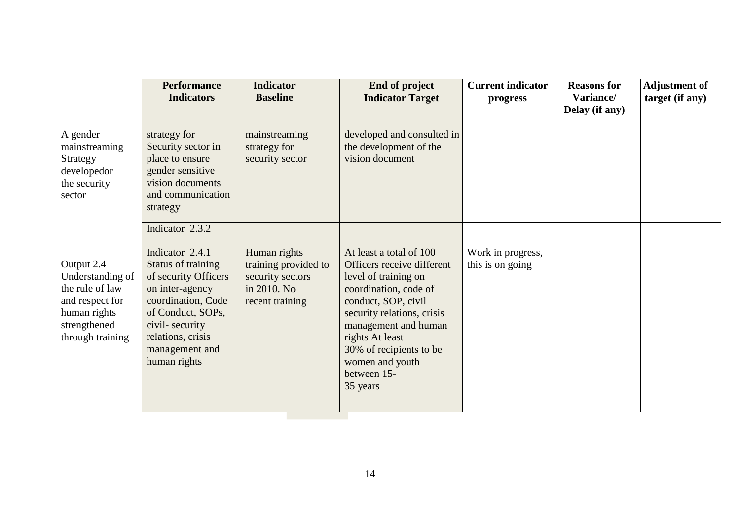|  | Performance Indicators | Indicator Baseline | End of project Indicator Target | Current indicator progress | Reasons for Variance/ Delay (if any) | Adjustment of target (if any) |
|---|---|---|---|---|---|---|
| A gender mainstreaming Strategy developedor the security sector | strategy for Security sector in place to ensure gender sensitive vision documents and communication strategy | mainstreaming strategy for security sector | developed and consulted in the development of the vision document |  |  |  |
|  | Indicator 2.3.2 |  |  |  |  |  |
| Output 2.4 Understanding of the rule of law and respect for human rights strengthened through training | Indicator 2.4.1 Status of training of security Officers on inter-agency coordination, Code of Conduct, SOPs, civil- security relations, crisis management and human rights | Human rights training provided to security sectors in 2010. No recent training | At least a total of 100 Officers receive different level of training on coordination, code of conduct, SOP, civil security relations, crisis management and human rights At least 30% of recipients to be women and youth between 15- 35 years | Work in progress, this is on going |  |  |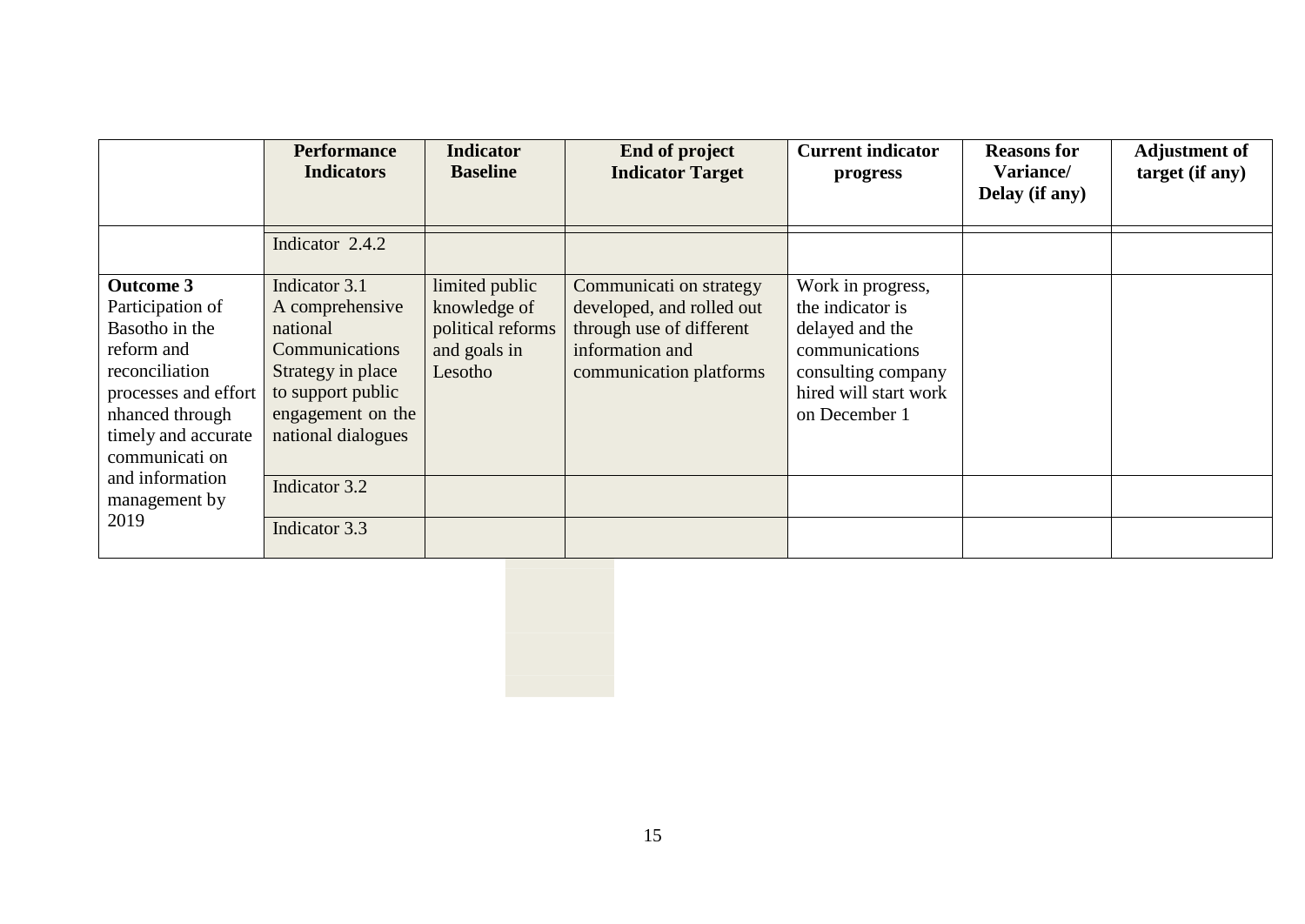| | Performance Indicators | Indicator Baseline | End of project Indicator Target | Current indicator progress | Reasons for Variance/ Delay (if any) | Adjustment of target (if any) |
|---|---|---|---|---|---|---|
| | Indicator 2.4.2 | | | | | |
| **Outcome 3** Participation of Basotho in the reform and reconciliation processes and effort nhanced through timely and accurate communicati on and information management by 2019 | Indicator 3.1 A comprehensive national Communications Strategy in place to support public engagement on the national dialogues | limited public knowledge of political reforms and goals in Lesotho | Communicati on strategy developed, and rolled out through use of different information and communication platforms | Work in progress, the indicator is delayed and the communications consulting company hired will start work on December 1 | | |
| | Indicator 3.2 | | | | | |
| | Indicator 3.3 | | | | | |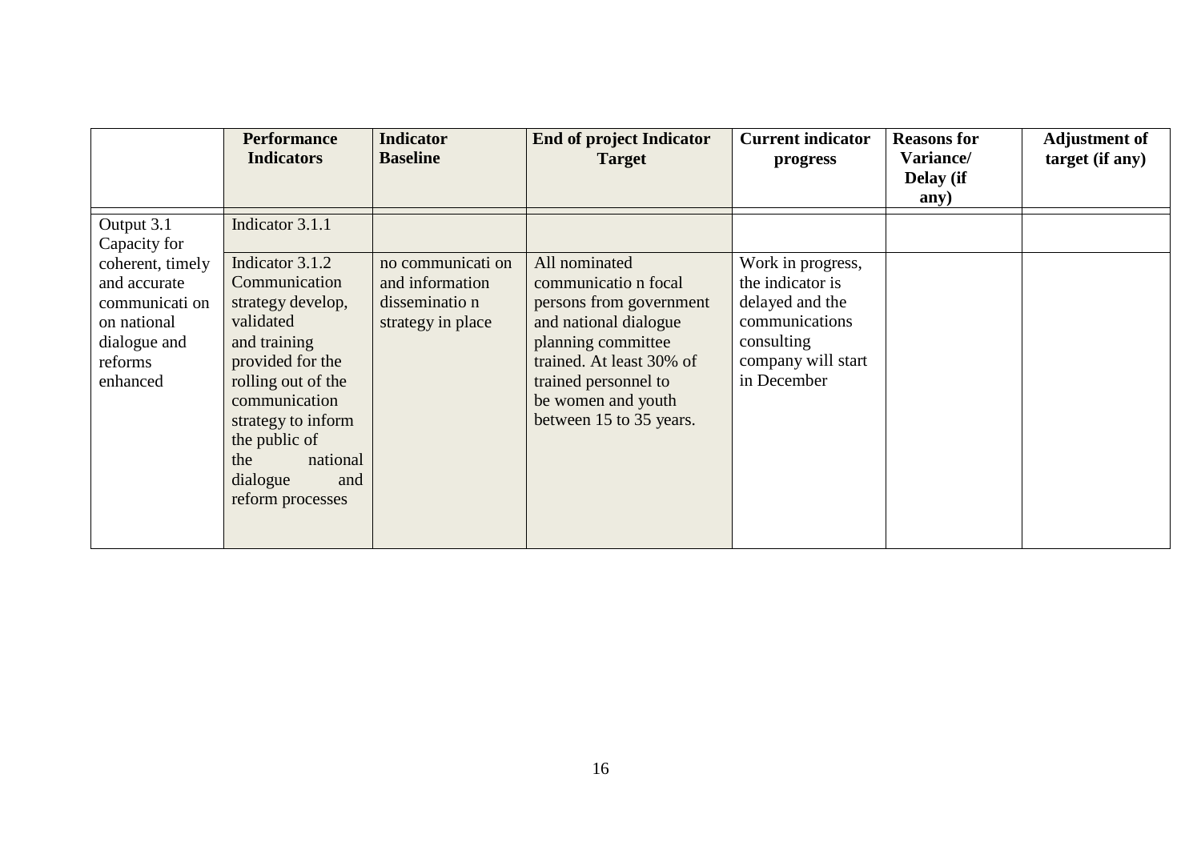| | Performance Indicators | Indicator Baseline | End of project Indicator Target | Current indicator progress | Reasons for Variance/ Delay (if any) | Adjustment of target (if any) |
|---|---|---|---|---|---|---|
| Output 3.1 Capacity for coherent, timely and accurate communicati on on national dialogue and reforms enhanced | Indicator 3.1.1 | | | | | |
| | Indicator 3.1.2 Communication strategy develop, validated and training provided for the rolling out of the communication strategy to inform the public of the national dialogue and reform processes | no communicati on and information disseminatio n strategy in place | All nominated communicatio n focal persons from government and national dialogue planning committee trained. At least 30% of trained personnel to be women and youth between 15 to 35 years. | Work in progress, the indicator is delayed and the communications consulting company will start in December | | |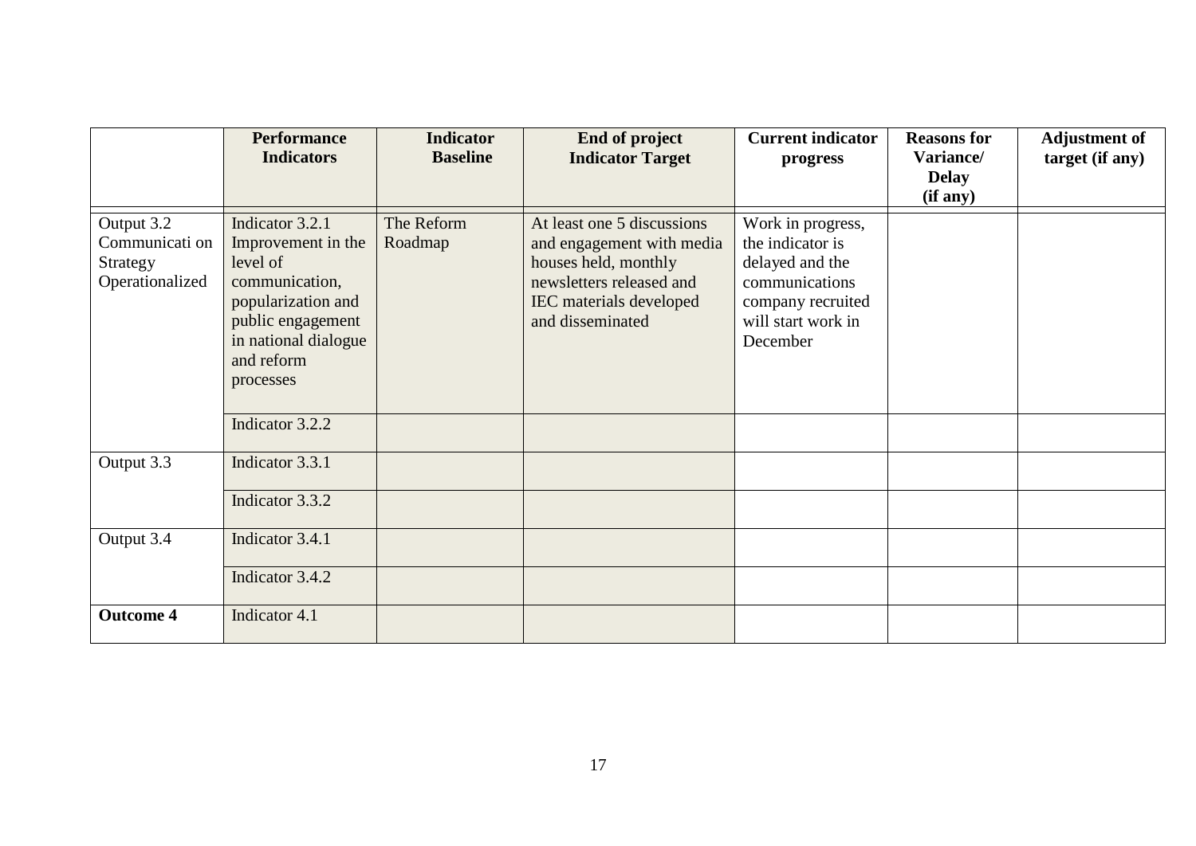| | Performance Indicators | Indicator Baseline | End of project Indicator Target | Current indicator progress | Reasons for Variance/ Delay (if any) | Adjustment of target (if any) |
|---|---|---|---|---|---|---|
| Output 3.2 Communicati on Strategy Operationalized | Indicator 3.2.1 Improvement in the level of communication, popularization and public engagement in national dialogue and reform processes | The Reform Roadmap | At least one 5 discussions and engagement with media houses held, monthly newsletters released and IEC materials developed and disseminated | Work in progress, the indicator is delayed and the communications company recruited will start work in December | | |
| | Indicator 3.2.2 | | | | | |
| Output 3.3 | Indicator 3.3.1 | | | | | |
| | Indicator 3.3.2 | | | | | |
| Output 3.4 | Indicator 3.4.1 | | | | | |
| | Indicator 3.4.2 | | | | | |
| **Outcome 4** | Indicator 4.1 | | | | | |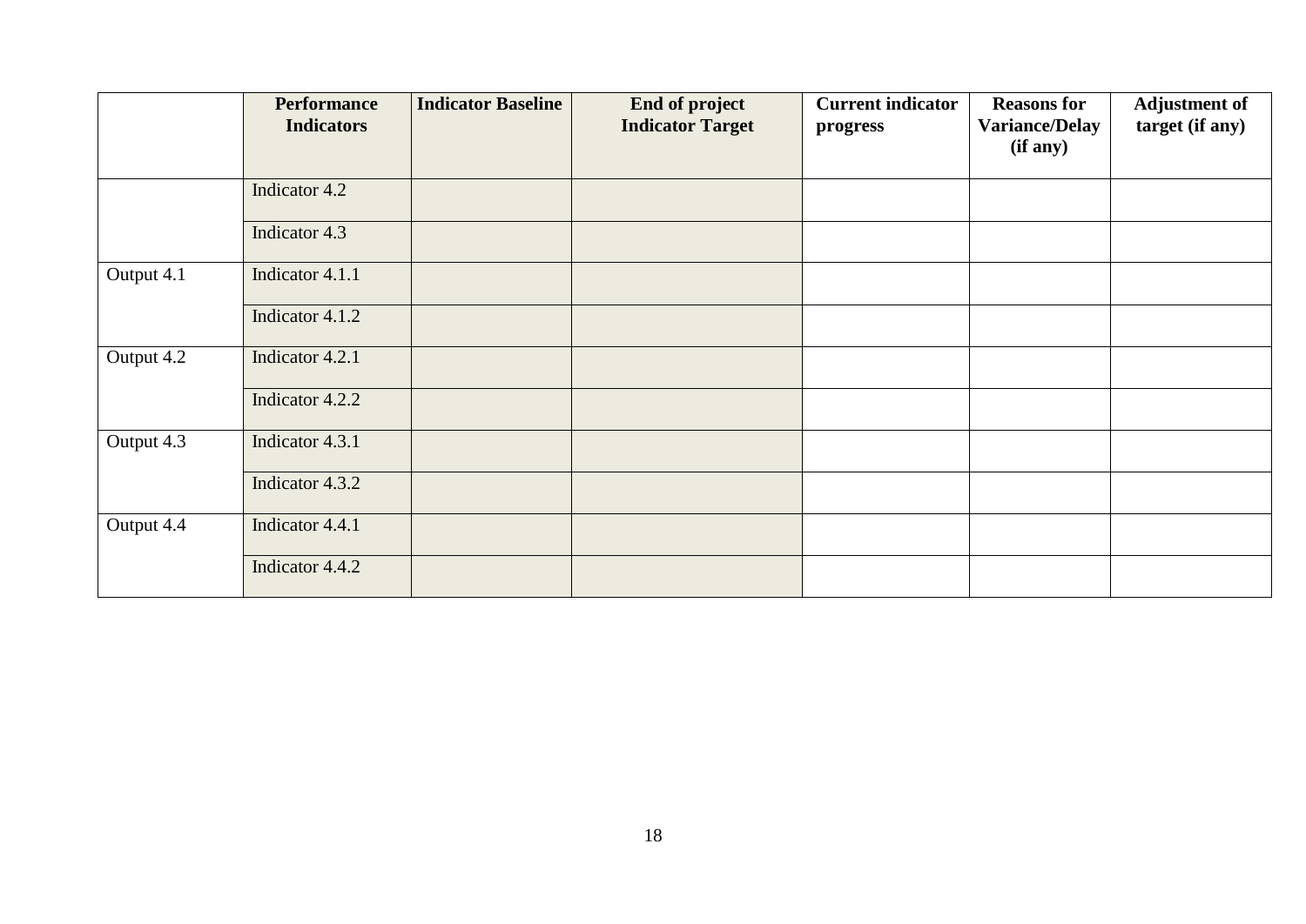| | Performance Indicators | Indicator Baseline | End of project Indicator Target | Current indicator progress | Reasons for Variance/Delay (if any) | Adjustment of target (if any) |
|---|---|---|---|---|---|---|
| | Indicator 4.2 | | | | | |
| | Indicator 4.3 | | | | | |
| Output 4.1 | Indicator 4.1.1 | | | | | |
| | Indicator 4.1.2 | | | | | |
| Output 4.2 | Indicator 4.2.1 | | | | | |
| | Indicator 4.2.2 | | | | | |
| Output 4.3 | Indicator 4.3.1 | | | | | |
| | Indicator 4.3.2 | | | | | |
| Output 4.4 | Indicator 4.4.1 | | | | | |
| | Indicator 4.4.2 | | | | | |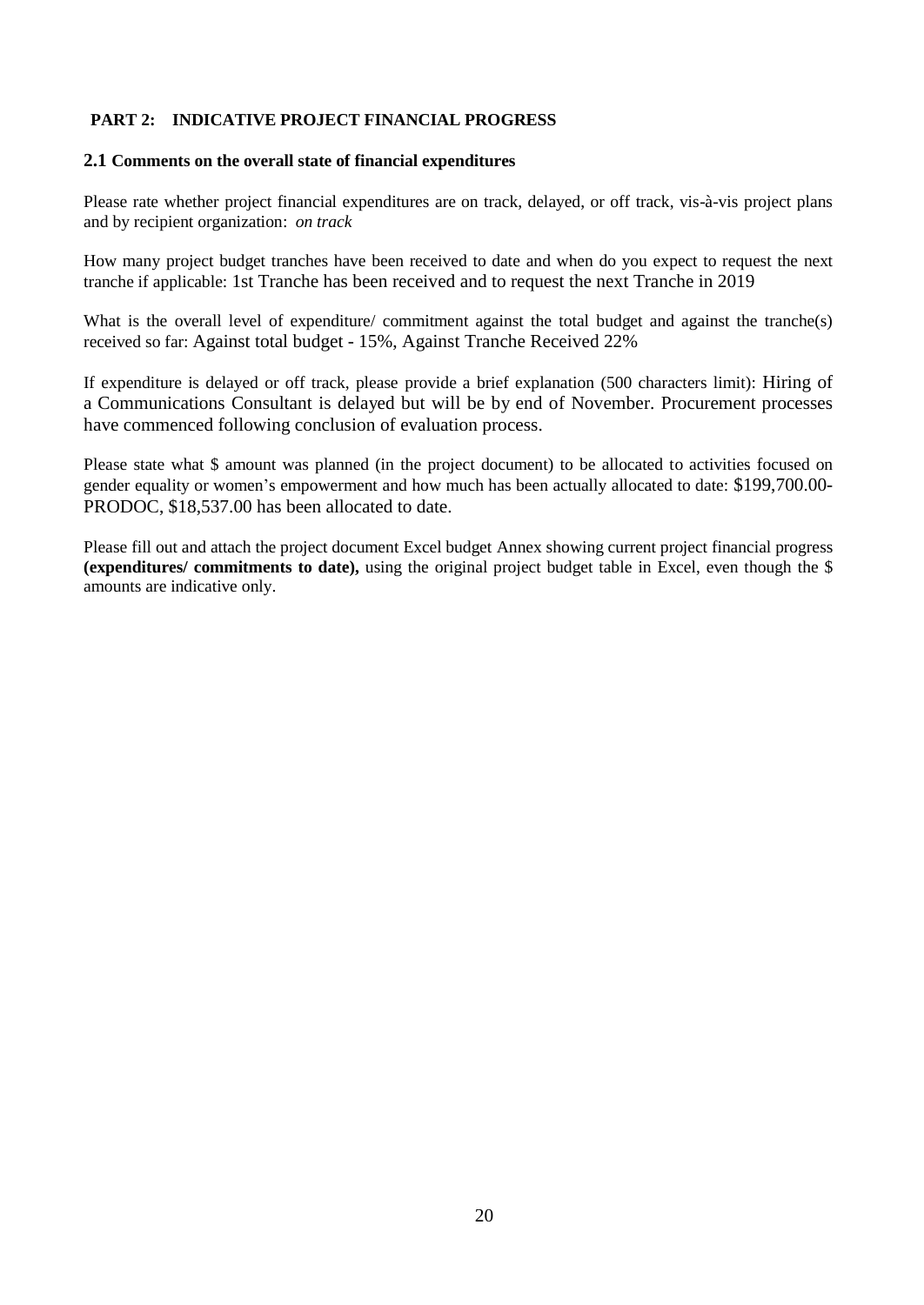## PART 2: INDICATIVE PROJECT FINANCIAL PROGRESS

### 2.1 Comments on the overall state of financial expenditures

Please rate whether project financial expenditures are on track, delayed, or off track, vis-à-vis project plans and by recipient organization: *on track*

How many project budget tranches have been received to date and when do you expect to request the next tranche if applicable: 1st Tranche has been received and to request the next Tranche in 2019

What is the overall level of expenditure/ commitment against the total budget and against the tranche(s) received so far: Against total budget - 15%, Against Tranche Received 22%

If expenditure is delayed or off track, please provide a brief explanation (500 characters limit): Hiring of a Communications Consultant is delayed but will be by end of November. Procurement processes have commenced following conclusion of evaluation process.

Please state what $ amount was planned (in the project document) to be allocated to activities focused on gender equality or women's empowerment and how much has been actually allocated to date: $199,700.00-PRODOC, $18,537.00 has been allocated to date.

Please fill out and attach the project document Excel budget Annex showing current project financial progress **(expenditures/ commitments to date),** using the original project budget table in Excel, even though the $ amounts are indicative only.